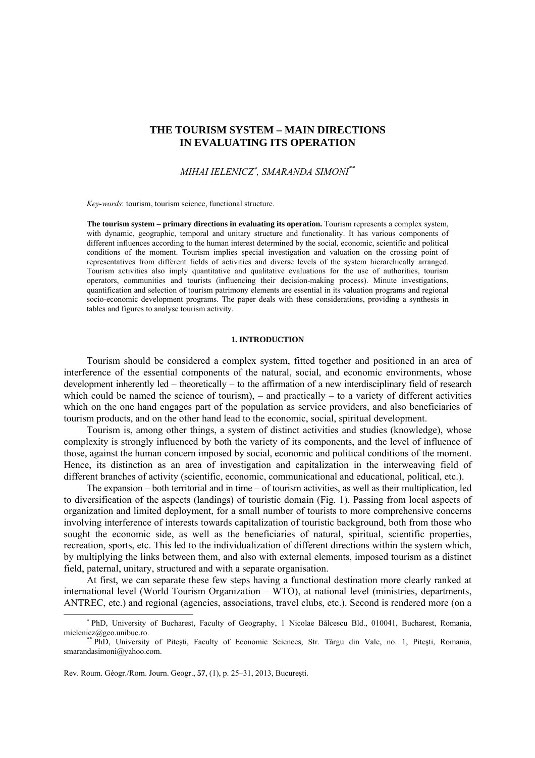# THE TOURISM SYSTEM – MAIN DIRECTIONS IN EVALUATING ITS OPERATION

*MIHAI IELENICZ*[*], *SMARANDA SIMONI*[**]

*Key-words*: tourism, tourism science, functional structure.

**The tourism system – primary directions in evaluating its operation.** Tourism represents a complex system, with dynamic, geographic, temporal and unitary structure and functionality. It has various components of different influences according to the human interest determined by the social, economic, scientific and political conditions of the moment. Tourism implies special investigation and valuation on the crossing point of representatives from different fields of activities and diverse levels of the system hierarchically arranged. Tourism activities also imply quantitative and qualitative evaluations for the use of authorities, tourism operators, communities and tourists (influencing their decision-making process). Minute investigations, quantification and selection of tourism patrimony elements are essential in its valuation programs and regional socio-economic development programs. The paper deals with these considerations, providing a synthesis in tables and figures to analyse tourism activity.

## 1. INTRODUCTION

Tourism should be considered a complex system, fitted together and positioned in an area of interference of the essential components of the natural, social, and economic environments, whose development inherently led – theoretically – to the affirmation of a new interdisciplinary field of research which could be named the science of tourism), – and practically – to a variety of different activities which on the one hand engages part of the population as service providers, and also beneficiaries of tourism products, and on the other hand lead to the economic, social, spiritual development.

Tourism is, among other things, a system of distinct activities and studies (knowledge), whose complexity is strongly influenced by both the variety of its components, and the level of influence of those, against the human concern imposed by social, economic and political conditions of the moment. Hence, its distinction as an area of investigation and capitalization in the interweaving field of different branches of activity (scientific, economic, communicational and educational, political, etc.).

The expansion – both territorial and in time – of tourism activities, as well as their multiplication, led to diversification of the aspects (landings) of touristic domain (Fig. 1). Passing from local aspects of organization and limited deployment, for a small number of tourists to more comprehensive concerns involving interference of interests towards capitalization of touristic background, both from those who sought the economic side, as well as the beneficiaries of natural, spiritual, scientific properties, recreation, sports, etc. This led to the individualization of different directions within the system which, by multiplying the links between them, and also with external elements, imposed tourism as a distinct field, paternal, unitary, structured and with a separate organisation.

At first, we can separate these few steps having a functional destination more clearly ranked at international level (World Tourism Organization – WTO), at national level (ministries, departments, ANTREC, etc.) and regional (agencies, associations, travel clubs, etc.). Second is rendered more (on a

---

[*] PhD, University of Bucharest, Faculty of Geography, 1 Nicolae Bălcescu Bld., 010041, Bucharest, Romania, mielenicz@geo.unibuc.ro.

[**] PhD, University of Piteşti, Faculty of Economic Sciences, Str. Târgu din Vale, no. 1, Piteşti, Romania, smarandasimoni@yahoo.com.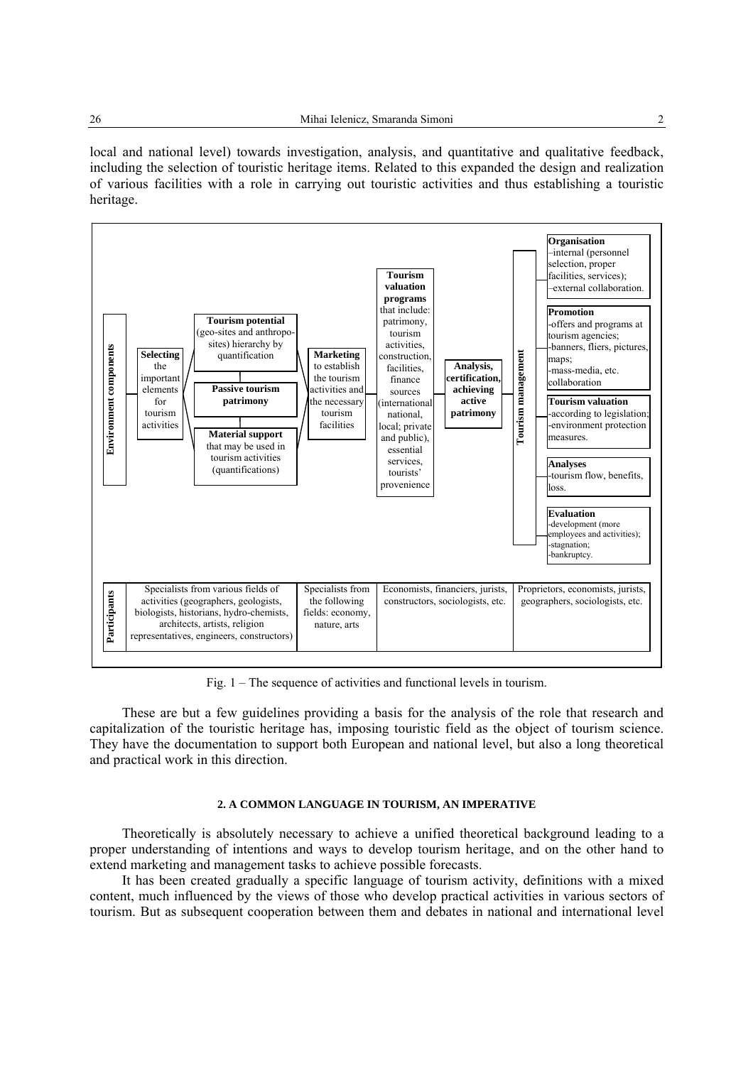local and national level) towards investigation, analysis, and quantitative and qualitative feedback, including the selection of touristic heritage items. Related to this expanded the design and realization of various facilities with a role in carrying out touristic activities and thus establishing a touristic heritage.

**Environment components**

**Selecting** the important elements for tourism activities

**Tourism potential** (geo-sites and anthropo-sites) hierarchy by quantification

**Passive tourism patrimony**

**Material support** that may be used in tourism activities (quantifications)

**Marketing** to establish the tourism activities and the necessary tourism facilities

**Tourism valuation programs** that include: patrimony, tourism activities, construction, facilities, finance sources (international national, local; private and public), essential services, tourists' provenience

**Analysis, certification, achieving active patrimony**

**Tourism management**

**Organisation**
–internal (personnel selection, proper facilities, services);
–external collaboration.

**Promotion**
-offers and programs at tourism agencies;
-banners, fliers, pictures, maps;
-mass-media, etc. collaboration

**Tourism valuation**
-according to legislation;
-environment protection measures.

**Analyses**
-tourism flow, benefits, loss.

**Evaluation**
-development (more employees and activities);
-stagnation;
-bankruptcy.

| Participants | | | | |
|---|---|---|---|---|
| | Specialists from various fields of activities (geographers, geologists, biologists, historians, hydro-chemists, architects, artists, religion representatives, engineers, constructors) | Specialists from the following fields: economy, nature, arts | Economists, financiers, jurists, constructors, sociologists, etc. | Proprietors, economists, jurists, geographers, sociologists, etc. |

Fig. 1 – The sequence of activities and functional levels in tourism.

These are but a few guidelines providing a basis for the analysis of the role that research and capitalization of the touristic heritage has, imposing touristic field as the object of tourism science. They have the documentation to support both European and national level, but also a long theoretical and practical work in this direction.

## 2. A COMMON LANGUAGE IN TOURISM, AN IMPERATIVE

Theoretically is absolutely necessary to achieve a unified theoretical background leading to a proper understanding of intentions and ways to develop tourism heritage, and on the other hand to extend marketing and management tasks to achieve possible forecasts.

It has been created gradually a specific language of tourism activity, definitions with a mixed content, much influenced by the views of those who develop practical activities in various sectors of tourism. But as subsequent cooperation between them and debates in national and international level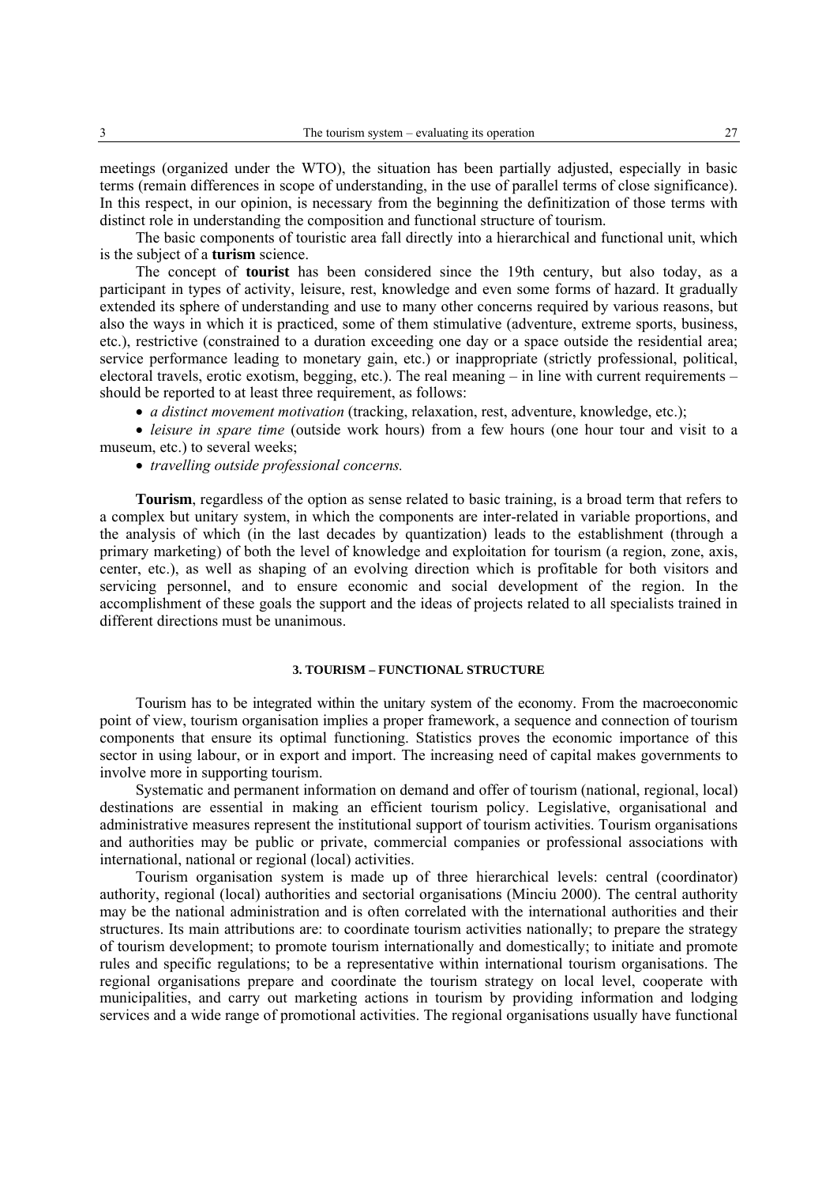meetings (organized under the WTO), the situation has been partially adjusted, especially in basic terms (remain differences in scope of understanding, in the use of parallel terms of close significance). In this respect, in our opinion, is necessary from the beginning the definitization of those terms with distinct role in understanding the composition and functional structure of tourism.

The basic components of touristic area fall directly into a hierarchical and functional unit, which is the subject of a **turism** science.

The concept of **tourist** has been considered since the 19th century, but also today, as a participant in types of activity, leisure, rest, knowledge and even some forms of hazard. It gradually extended its sphere of understanding and use to many other concerns required by various reasons, but also the ways in which it is practiced, some of them stimulative (adventure, extreme sports, business, etc.), restrictive (constrained to a duration exceeding one day or a space outside the residential area; service performance leading to monetary gain, etc.) or inappropriate (strictly professional, political, electoral travels, erotic exotism, begging, etc.). The real meaning – in line with current requirements – should be reported to at least three requirement, as follows:

- *a distinct movement motivation* (tracking, relaxation, rest, adventure, knowledge, etc.);
- *leisure in spare time* (outside work hours) from a few hours (one hour tour and visit to a museum, etc.) to several weeks;
- *travelling outside professional concerns.*

**Tourism**, regardless of the option as sense related to basic training, is a broad term that refers to a complex but unitary system, in which the components are inter-related in variable proportions, and the analysis of which (in the last decades by quantization) leads to the establishment (through a primary marketing) of both the level of knowledge and exploitation for tourism (a region, zone, axis, center, etc.), as well as shaping of an evolving direction which is profitable for both visitors and servicing personnel, and to ensure economic and social development of the region. In the accomplishment of these goals the support and the ideas of projects related to all specialists trained in different directions must be unanimous.

## 3. TOURISM – FUNCTIONAL STRUCTURE

Tourism has to be integrated within the unitary system of the economy. From the macroeconomic point of view, tourism organisation implies a proper framework, a sequence and connection of tourism components that ensure its optimal functioning. Statistics proves the economic importance of this sector in using labour, or in export and import. The increasing need of capital makes governments to involve more in supporting tourism.

Systematic and permanent information on demand and offer of tourism (national, regional, local) destinations are essential in making an efficient tourism policy. Legislative, organisational and administrative measures represent the institutional support of tourism activities. Tourism organisations and authorities may be public or private, commercial companies or professional associations with international, national or regional (local) activities.

Tourism organisation system is made up of three hierarchical levels: central (coordinator) authority, regional (local) authorities and sectorial organisations (Minciu 2000). The central authority may be the national administration and is often correlated with the international authorities and their structures. Its main attributions are: to coordinate tourism activities nationally; to prepare the strategy of tourism development; to promote tourism internationally and domestically; to initiate and promote rules and specific regulations; to be a representative within international tourism organisations. The regional organisations prepare and coordinate the tourism strategy on local level, cooperate with municipalities, and carry out marketing actions in tourism by providing information and lodging services and a wide range of promotional activities. The regional organisations usually have functional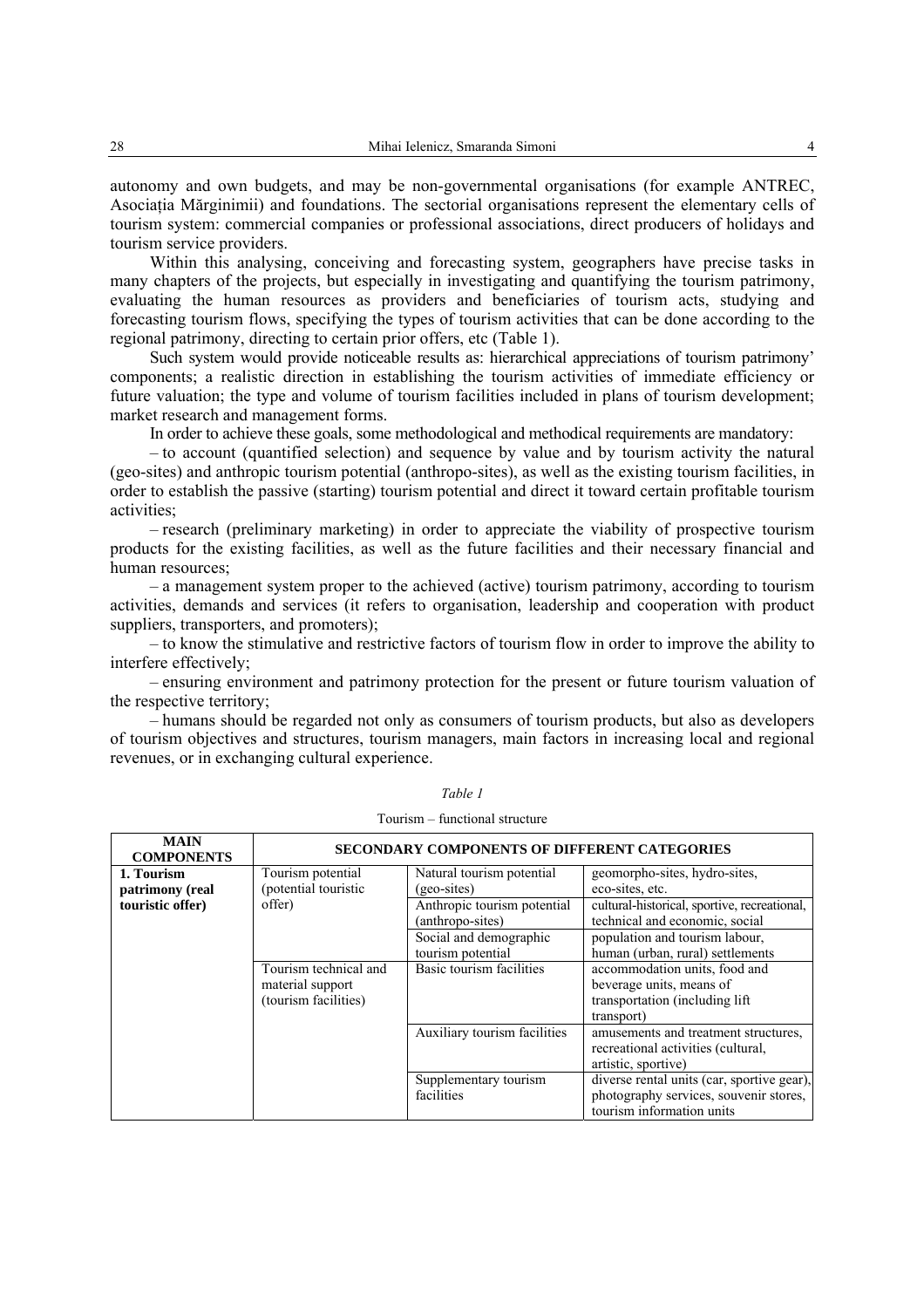autonomy and own budgets, and may be non-governmental organisations (for example ANTREC, Asociația Mărginimii) and foundations. The sectorial organisations represent the elementary cells of tourism system: commercial companies or professional associations, direct producers of holidays and tourism service providers.

Within this analysing, conceiving and forecasting system, geographers have precise tasks in many chapters of the projects, but especially in investigating and quantifying the tourism patrimony, evaluating the human resources as providers and beneficiaries of tourism acts, studying and forecasting tourism flows, specifying the types of tourism activities that can be done according to the regional patrimony, directing to certain prior offers, etc (Table 1).

Such system would provide noticeable results as: hierarchical appreciations of tourism patrimony' components; a realistic direction in establishing the tourism activities of immediate efficiency or future valuation; the type and volume of tourism facilities included in plans of tourism development; market research and management forms.

In order to achieve these goals, some methodological and methodical requirements are mandatory:

– to account (quantified selection) and sequence by value and by tourism activity the natural (geo-sites) and anthropic tourism potential (anthropo-sites), as well as the existing tourism facilities, in order to establish the passive (starting) tourism potential and direct it toward certain profitable tourism activities;

– research (preliminary marketing) in order to appreciate the viability of prospective tourism products for the existing facilities, as well as the future facilities and their necessary financial and human resources;

– a management system proper to the achieved (active) tourism patrimony, according to tourism activities, demands and services (it refers to organisation, leadership and cooperation with product suppliers, transporters, and promoters);

– to know the stimulative and restrictive factors of tourism flow in order to improve the ability to interfere effectively;

– ensuring environment and patrimony protection for the present or future tourism valuation of the respective territory;

– humans should be regarded not only as consumers of tourism products, but also as developers of tourism objectives and structures, tourism managers, main factors in increasing local and regional revenues, or in exchanging cultural experience.

*Table 1*

Tourism – functional structure

| **MAIN COMPONENTS** | **SECONDARY COMPONENTS OF DIFFERENT CATEGORIES** | | |
|---|---|---|---|
| **1. Tourism patrimony (real touristic offer)** | Tourism potential (potential touristic offer) | Natural tourism potential (geo-sites) | geomorpho-sites, hydro-sites, eco-sites, etc. |
| | | Anthropic tourism potential (anthropo-sites) | cultural-historical, sportive, recreational, technical and economic, social |
| | | Social and demographic tourism potential | population and tourism labour, human (urban, rural) settlements |
| | Tourism technical and material support (tourism facilities) | Basic tourism facilities | accommodation units, food and beverage units, means of transportation (including lift transport) |
| | | Auxiliary tourism facilities | amusements and treatment structures, recreational activities (cultural, artistic, sportive) |
| | | Supplementary tourism facilities | diverse rental units (car, sportive gear), photography services, souvenir stores, tourism information units |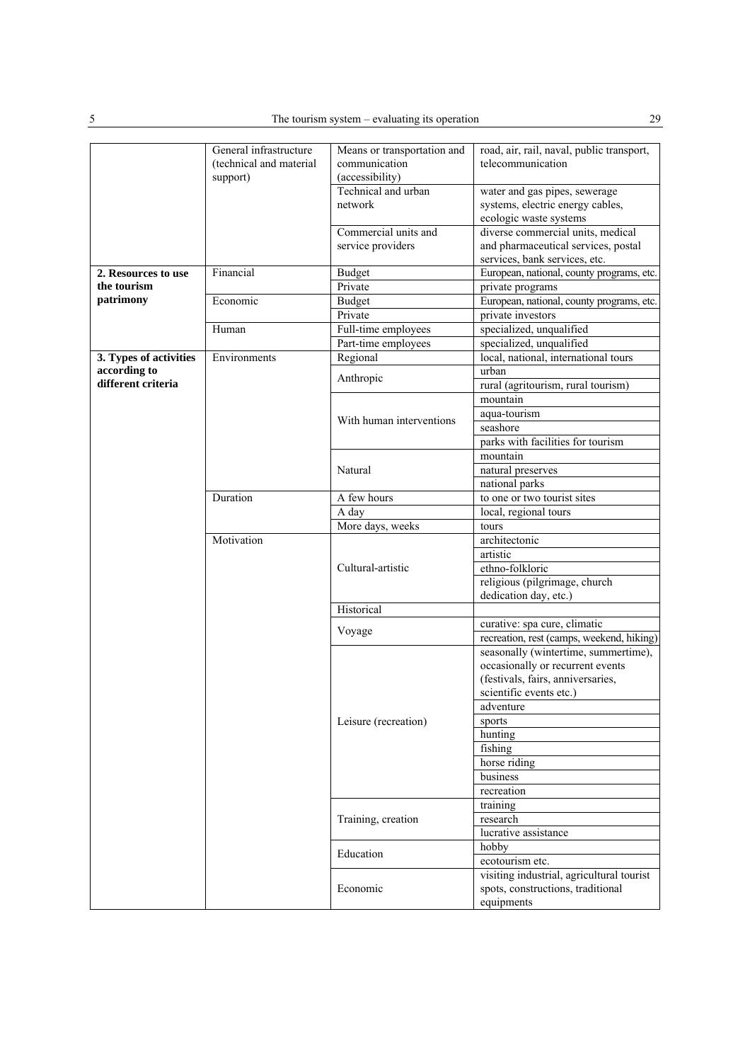| | | | |
|---|---|---|---|
| | General infrastructure (technical and material support) | Means or transportation and communication (accessibility) | road, air, rail, naval, public transport, telecommunication |
| | | Technical and urban network | water and gas pipes, sewerage systems, electric energy cables, ecologic waste systems |
| | | Commercial units and service providers | diverse commercial units, medical and pharmaceutical services, postal services, bank services, etc. |
| **2. Resources to use the tourism patrimony** | Financial | Budget | European, national, county programs, etc. |
| | | Private | private programs |
| | Economic | Budget | European, national, county programs, etc. |
| | | Private | private investors |
| | Human | Full-time employees | specialized, unqualified |
| | | Part-time employees | specialized, unqualified |
| **3. Types of activities according to different criteria** | Environments | Regional | local, national, international tours |
| | | Anthropic | urban |
| | | | rural (agritourism, rural tourism) |
| | | With human interventions | mountain |
| | | | aqua-tourism |
| | | | seashore |
| | | | parks with facilities for tourism |
| | | Natural | mountain |
| | | | natural preserves |
| | | | national parks |
| | Duration | A few hours | to one or two tourist sites |
| | | A day | local, regional tours |
| | | More days, weeks | tours |
| | Motivation | Cultural-artistic | architectonic |
| | | | artistic |
| | | | ethno-folkloric |
| | | | religious (pilgrimage, church dedication day, etc.) |
| | | Historical | |
| | | Voyage | curative: spa cure, climatic |
| | | | recreation, rest (camps, weekend, hiking) |
| | | Leisure (recreation) | seasonally (wintertime, summertime), occasionally or recurrent events (festivals, fairs, anniversaries, scientific events etc.) |
| | | | adventure |
| | | | sports |
| | | | hunting |
| | | | fishing |
| | | | horse riding |
| | | | business |
| | | | recreation |
| | | Training, creation | training |
| | | | research |
| | | | lucrative assistance |
| | | Education | hobby |
| | | | ecotourism etc. |
| | | Economic | visiting industrial, agricultural tourist spots, constructions, traditional equipments |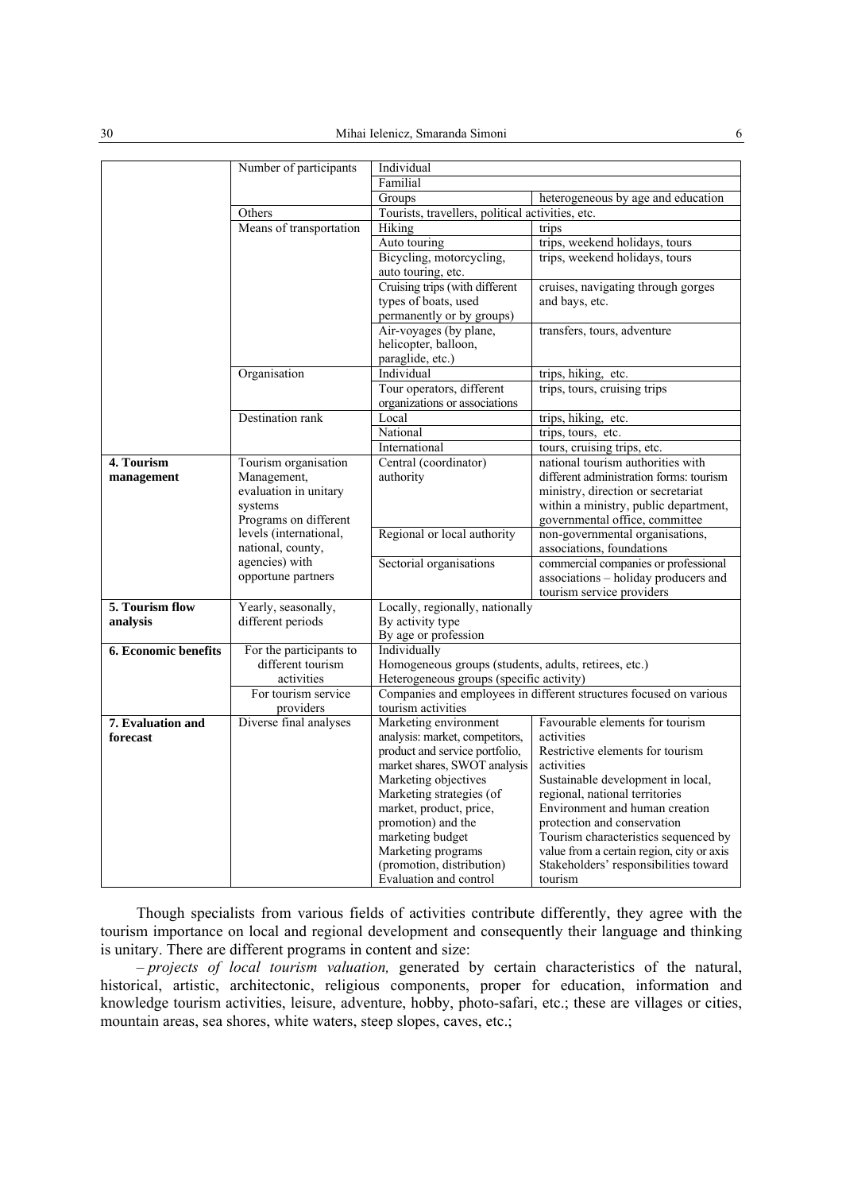| | | | |
|---|---|---|---|
| | Number of participants | Individual | |
| | | Familial | |
| | | Groups | heterogeneous by age and education |
| | Others | Tourists, travellers, political activities, etc. | |
| | Means of transportation | Hiking | trips |
| | | Auto touring | trips, weekend holidays, tours |
| | | Bicycling, motorcycling, auto touring, etc. | trips, weekend holidays, tours |
| | | Cruising trips (with different types of boats, used permanently or by groups) | cruises, navigating through gorges and bays, etc. |
| | | Air-voyages (by plane, helicopter, balloon, paraglide, etc.) | transfers, tours, adventure |
| | Organisation | Individual | trips, hiking, etc. |
| | | Tour operators, different organizations or associations | trips, tours, cruising trips |
| | Destination rank | Local | trips, hiking, etc. |
| | | National | trips, tours, etc. |
| | | International | tours, cruising trips, etc. |
| **4. Tourism management** | Tourism organisation Management, evaluation in unitary systems Programs on different levels (international, national, county, agencies) with opportune partners | Central (coordinator) authority | national tourism authorities with different administration forms: tourism ministry, direction or secretariat within a ministry, public department, governmental office, committee |
| | | Regional or local authority | non-governmental organisations, associations, foundations |
| | | Sectorial organisations | commercial companies or professional associations – holiday producers and tourism service providers |
| **5. Tourism flow analysis** | Yearly, seasonally, different periods | Locally, regionally, nationally<br>By activity type<br>By age or profession | |
| **6. Economic benefits** | For the participants to different tourism activities | Individually<br>Homogeneous groups (students, adults, retirees, etc.)<br>Heterogeneous groups (specific activity) | |
| | For tourism service providers | Companies and employees in different structures focused on various tourism activities | |
| **7. Evaluation and forecast** | Diverse final analyses | Marketing environment analysis: market, competitors, product and service portfolio, market shares, SWOT analysis<br>Marketing objectives<br>Marketing strategies (of market, product, price, promotion) and the marketing budget<br>Marketing programs (promotion, distribution)<br>Evaluation and control | Favourable elements for tourism activities<br>Restrictive elements for tourism activities<br>Sustainable development in local, regional, national territories<br>Environment and human creation protection and conservation<br>Tourism characteristics sequenced by value from a certain region, city or axis<br>Stakeholders' responsibilities toward tourism |

Though specialists from various fields of activities contribute differently, they agree with the tourism importance on local and regional development and consequently their language and thinking is unitary. There are different programs in content and size:

– *projects of local tourism valuation,* generated by certain characteristics of the natural, historical, artistic, architectonic, religious components, proper for education, information and knowledge tourism activities, leisure, adventure, hobby, photo-safari, etc.; these are villages or cities, mountain areas, sea shores, white waters, steep slopes, caves, etc.;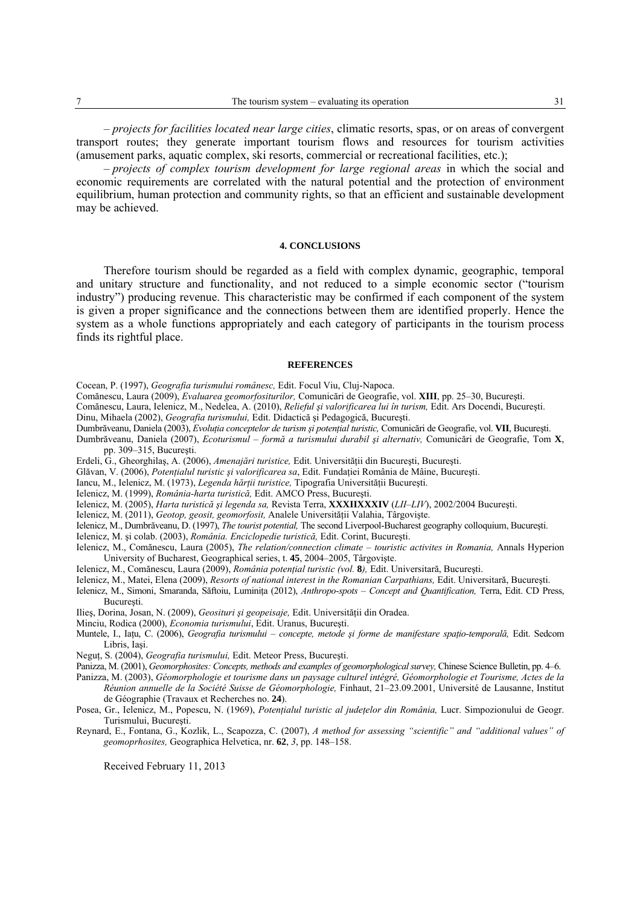– *projects for facilities located near large cities*, climatic resorts, spas, or on areas of convergent transport routes; they generate important tourism flows and resources for tourism activities (amusement parks, aquatic complex, ski resorts, commercial or recreational facilities, etc.);

– *projects of complex tourism development for large regional areas* in which the social and economic requirements are correlated with the natural potential and the protection of environment equilibrium, human protection and community rights, so that an efficient and sustainable development may be achieved.

## 4. CONCLUSIONS

Therefore tourism should be regarded as a field with complex dynamic, geographic, temporal and unitary structure and functionality, and not reduced to a simple economic sector ("tourism industry") producing revenue. This characteristic may be confirmed if each component of the system is given a proper significance and the connections between them are identified properly. Hence the system as a whole functions appropriately and each category of participants in the tourism process finds its rightful place.

## REFERENCES

Cocean, P. (1997), *Geografia turismului românesc,* Edit. Focul Viu, Cluj-Napoca.

Comănescu, Laura (2009), *Evaluarea geomorfositurilor,* Comunicări de Geografie, vol. **XIII**, pp. 25–30, Bucureşti.

Comănescu, Laura, Ielenicz, M., Nedelea, A. (2010), *Relieful şi valorificarea lui în turism,* Edit. Ars Docendi, Bucureşti.

Dinu, Mihaela (2002), *Geografia turismului,* Edit. Didactică şi Pedagogică, Bucureşti.

Dumbrăveanu, Daniela (2003), *Evoluţia conceptelor de turism şi potenţial turistic,* Comunicări de Geografie, vol. **VII**, Bucureşti.

Dumbrăveanu, Daniela (2007), *Ecoturismul – formă a turismului durabil şi alternativ,* Comunicări de Geografie, Tom **X**, pp. 309–315, Bucureşti.

Erdeli, G., Gheorghilaş, A. (2006), *Amenajări turistice,* Edit. Universităţii din Bucureşti, Bucureşti.

Glăvan, V. (2006), *Potenţialul turistic şi valorificarea sa*, Edit. Fundaţiei România de Mâine, Bucureşti.

Iancu, M., Ielenicz, M. (1973), *Legenda hărţii turistice,* Tipografia Universităţii Bucureşti.

Ielenicz, M. (1999), *România-harta turistică,* Edit. AMCO Press, Bucureşti.

Ielenicz, M. (2005), *Harta turistică şi legenda sa,* Revista Terra, **XXXIIXXXIV** (*LII–LIV*), 2002/2004 Bucureşti.

Ielenicz, M. (2011), *Geotop, geosit, geomorfosit,* Analele Universităţii Valahia, Târgovişte.

Ielenicz, M., Dumbrăveanu, D. (1997), *The tourist potential,* The second Liverpool-Bucharest geography colloquium, Bucureşti.

Ielenicz, M. şi colab. (2003), *România. Enciclopedie turistică,* Edit. Corint, Bucureşti.

Ielenicz, M., Comănescu, Laura (2005), *The relation/connection climate – touristic activites in Romania,* Annals Hyperion University of Bucharest, Geographical series, t. **45**, 2004–2005, Târgovişte.

Ielenicz, M., Comănescu, Laura (2009), *România potenţial turistic (vol.* **8***),* Edit. Universitară, Bucureşti.

Ielenicz, M., Matei, Elena (2009), *Resorts of national interest in the Romanian Carpathians,* Edit. Universitară, Bucureşti.

Ielenicz, M., Simoni, Smaranda, Săftoiu, Luminiţa (2012), *Anthropo-spots – Concept and Quantification,* Terra, Edit. CD Press, Bucureşti.

Ilieş, Dorina, Josan, N. (2009), *Geosituri şi geopeisaje,* Edit. Universităţii din Oradea.

Minciu, Rodica (2000), *Economia turismului*, Edit. Uranus, Bucureşti.

Muntele, I., Iaţu, C. (2006), *Geografia turismului – concepte, metode şi forme de manifestare spaţio-temporală,* Edit. Sedcom Libris, Iaşi.

Neguţ, S. (2004), *Geografia turismului,* Edit. Meteor Press, Bucureşti.

Panizza, M. (2001), *Geomorphosites: Concepts, methods and examples of geomorphological survey,* Chinese Science Bulletin, pp. 4–6.

Panizza, M. (2003), *Géomorphologie et tourisme dans un paysage culturel intégré, Géomorphologie et Tourisme, Actes de la Réunion annuelle de la Société Suisse de Géomorphologie,* Finhaut, 21–23.09.2001, Université de Lausanne, Institut de Géographie (Travaux et Recherches no. **24**).

Posea, Gr., Ielenicz, M., Popescu, N. (1969), *Potenţialul turistic al judeţelor din România,* Lucr. Simpozionului de Geogr. Turismului, Bucureşti.

Reynard, E., Fontana, G., Kozlik, L., Scapozza, C. (2007), *A method for assessing "scientific" and "additional values" of geomoprhosites,* Geographica Helvetica, nr. **62**, *3*, pp. 148–158.

Received February 11, 2013